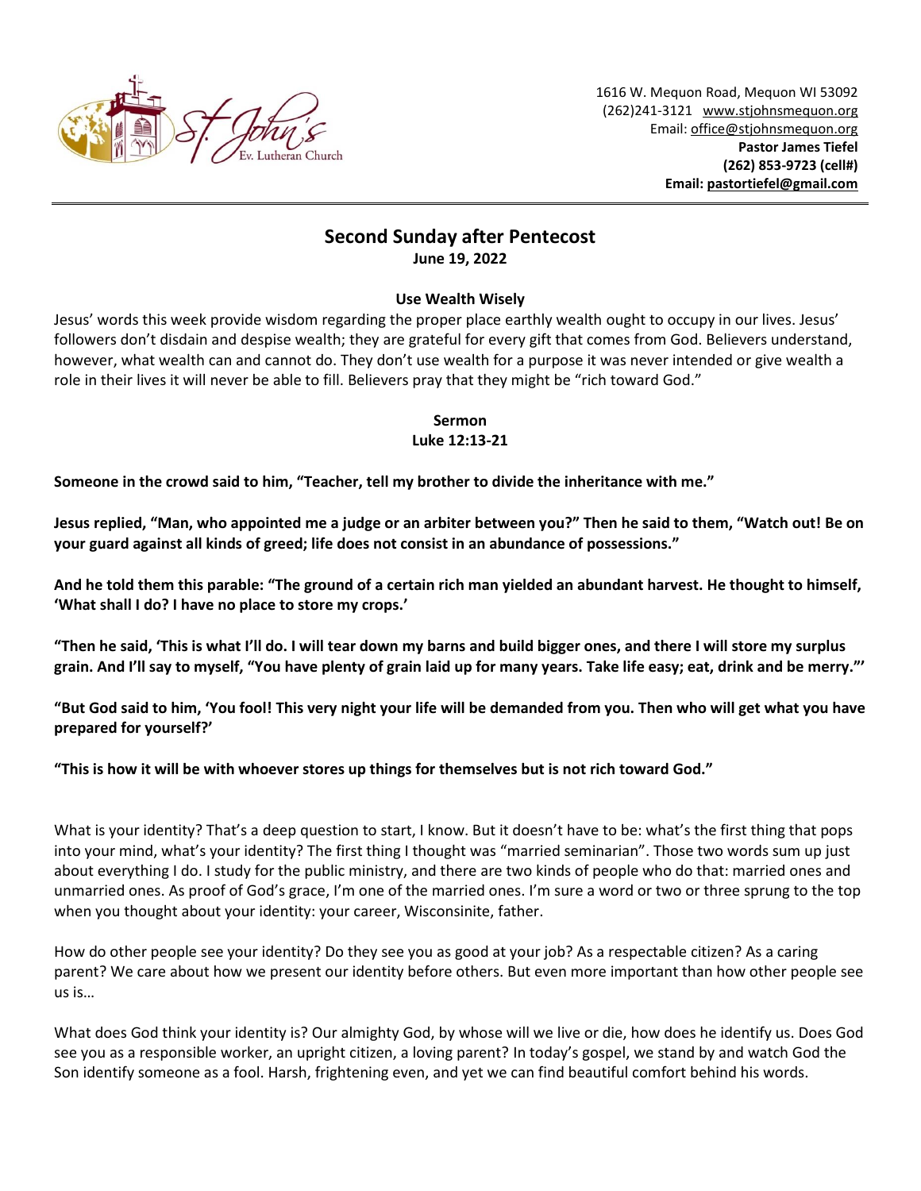1616 W. Mequon Road, Mequon WI 53092
(262)241-3121 www.stjohnsmequon.org
Email: office@stjohnsmequon.org
**Pastor James Tiefel**
**(262) 853-9723 (cell#)**
**Email: pastortiefel@gmail.com**

---

## Second Sunday after Pentecost

**June 19, 2022**

### Use Wealth Wisely

Jesus' words this week provide wisdom regarding the proper place earthly wealth ought to occupy in our lives. Jesus' followers don't disdain and despise wealth; they are grateful for every gift that comes from God. Believers understand, however, what wealth can and cannot do. They don't use wealth for a purpose it was never intended or give wealth a role in their lives it will never be able to fill. Believers pray that they might be "rich toward God."

### Sermon
**Luke 12:13-21**

**Someone in the crowd said to him, "Teacher, tell my brother to divide the inheritance with me."**

**Jesus replied, "Man, who appointed me a judge or an arbiter between you?" Then he said to them, "Watch out! Be on your guard against all kinds of greed; life does not consist in an abundance of possessions."**

**And he told them this parable: "The ground of a certain rich man yielded an abundant harvest. He thought to himself, 'What shall I do? I have no place to store my crops.'**

**"Then he said, 'This is what I'll do. I will tear down my barns and build bigger ones, and there I will store my surplus grain. And I'll say to myself, "You have plenty of grain laid up for many years. Take life easy; eat, drink and be merry."'**

**"But God said to him, 'You fool! This very night your life will be demanded from you. Then who will get what you have prepared for yourself?'**

**"This is how it will be with whoever stores up things for themselves but is not rich toward God."**

What is your identity? That's a deep question to start, I know. But it doesn't have to be: what's the first thing that pops into your mind, what's your identity? The first thing I thought was "married seminarian". Those two words sum up just about everything I do. I study for the public ministry, and there are two kinds of people who do that: married ones and unmarried ones. As proof of God's grace, I'm one of the married ones. I'm sure a word or two or three sprung to the top when you thought about your identity: your career, Wisconsinite, father.

How do other people see your identity? Do they see you as good at your job? As a respectable citizen? As a caring parent? We care about how we present our identity before others. But even more important than how other people see us is…

What does God think your identity is? Our almighty God, by whose will we live or die, how does he identify us. Does God see you as a responsible worker, an upright citizen, a loving parent? In today's gospel, we stand by and watch God the Son identify someone as a fool. Harsh, frightening even, and yet we can find beautiful comfort behind his words.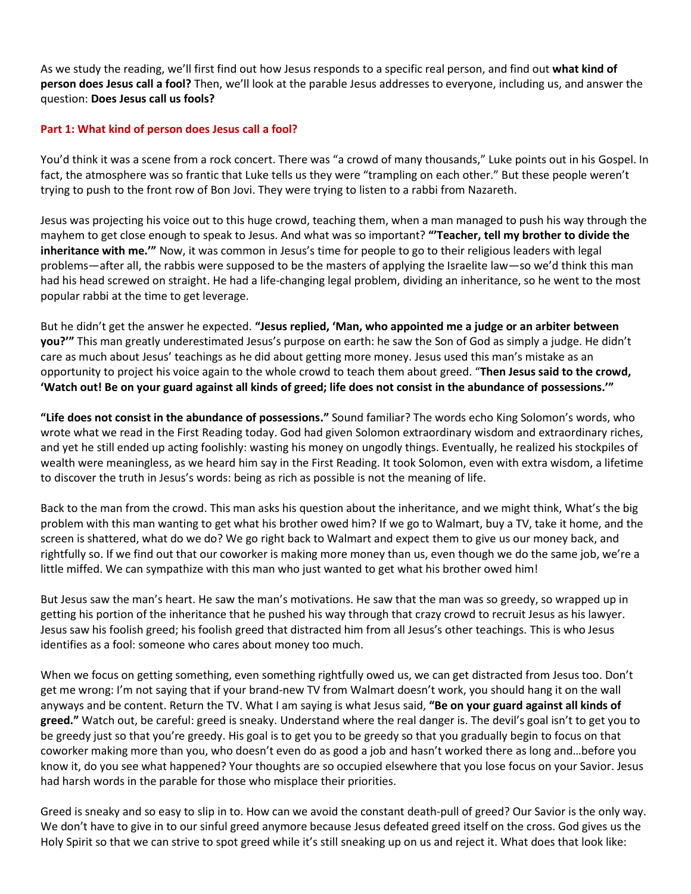As we study the reading, we'll first find out how Jesus responds to a specific real person, and find out **what kind of person does Jesus call a fool?** Then, we'll look at the parable Jesus addresses to everyone, including us, and answer the question: **Does Jesus call us fools?**

## Part 1: What kind of person does Jesus call a fool?

You'd think it was a scene from a rock concert. There was "a crowd of many thousands," Luke points out in his Gospel. In fact, the atmosphere was so frantic that Luke tells us they were "trampling on each other." But these people weren't trying to push to the front row of Bon Jovi. They were trying to listen to a rabbi from Nazareth.

Jesus was projecting his voice out to this huge crowd, teaching them, when a man managed to push his way through the mayhem to get close enough to speak to Jesus. And what was so important? **"'Teacher, tell my brother to divide the inheritance with me.'"** Now, it was common in Jesus's time for people to go to their religious leaders with legal problems—after all, the rabbis were supposed to be the masters of applying the Israelite law—so we'd think this man had his head screwed on straight. He had a life-changing legal problem, dividing an inheritance, so he went to the most popular rabbi at the time to get leverage.

But he didn't get the answer he expected. **"Jesus replied, 'Man, who appointed me a judge or an arbiter between you?'"** This man greatly underestimated Jesus's purpose on earth: he saw the Son of God as simply a judge. He didn't care as much about Jesus' teachings as he did about getting more money. Jesus used this man's mistake as an opportunity to project his voice again to the whole crowd to teach them about greed. "**Then Jesus said to the crowd, 'Watch out! Be on your guard against all kinds of greed; life does not consist in the abundance of possessions.'"**

**"Life does not consist in the abundance of possessions."** Sound familiar? The words echo King Solomon's words, who wrote what we read in the First Reading today. God had given Solomon extraordinary wisdom and extraordinary riches, and yet he still ended up acting foolishly: wasting his money on ungodly things. Eventually, he realized his stockpiles of wealth were meaningless, as we heard him say in the First Reading. It took Solomon, even with extra wisdom, a lifetime to discover the truth in Jesus's words: being as rich as possible is not the meaning of life.

Back to the man from the crowd. This man asks his question about the inheritance, and we might think, What's the big problem with this man wanting to get what his brother owed him? If we go to Walmart, buy a TV, take it home, and the screen is shattered, what do we do? We go right back to Walmart and expect them to give us our money back, and rightfully so. If we find out that our coworker is making more money than us, even though we do the same job, we're a little miffed. We can sympathize with this man who just wanted to get what his brother owed him!

But Jesus saw the man's heart. He saw the man's motivations. He saw that the man was so greedy, so wrapped up in getting his portion of the inheritance that he pushed his way through that crazy crowd to recruit Jesus as his lawyer. Jesus saw his foolish greed; his foolish greed that distracted him from all Jesus's other teachings. This is who Jesus identifies as a fool: someone who cares about money too much.

When we focus on getting something, even something rightfully owed us, we can get distracted from Jesus too. Don't get me wrong: I'm not saying that if your brand-new TV from Walmart doesn't work, you should hang it on the wall anyways and be content. Return the TV. What I am saying is what Jesus said, **"Be on your guard against all kinds of greed."** Watch out, be careful: greed is sneaky. Understand where the real danger is. The devil's goal isn't to get you to be greedy just so that you're greedy. His goal is to get you to be greedy so that you gradually begin to focus on that coworker making more than you, who doesn't even do as good a job and hasn't worked there as long and…before you know it, do you see what happened? Your thoughts are so occupied elsewhere that you lose focus on your Savior. Jesus had harsh words in the parable for those who misplace their priorities.

Greed is sneaky and so easy to slip in to. How can we avoid the constant death-pull of greed? Our Savior is the only way. We don't have to give in to our sinful greed anymore because Jesus defeated greed itself on the cross. God gives us the Holy Spirit so that we can strive to spot greed while it's still sneaking up on us and reject it. What does that look like: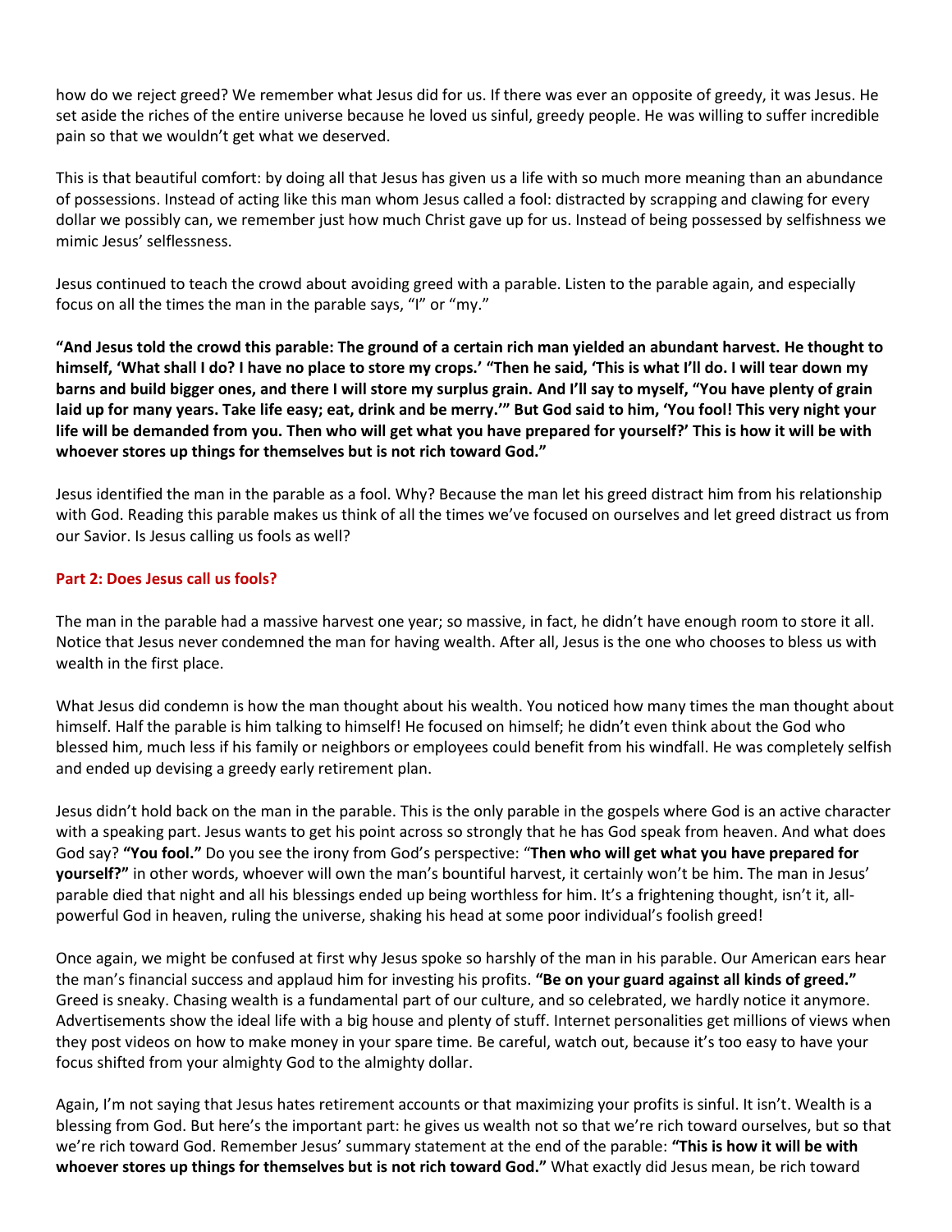how do we reject greed? We remember what Jesus did for us. If there was ever an opposite of greedy, it was Jesus. He set aside the riches of the entire universe because he loved us sinful, greedy people. He was willing to suffer incredible pain so that we wouldn't get what we deserved.

This is that beautiful comfort: by doing all that Jesus has given us a life with so much more meaning than an abundance of possessions. Instead of acting like this man whom Jesus called a fool: distracted by scrapping and clawing for every dollar we possibly can, we remember just how much Christ gave up for us. Instead of being possessed by selfishness we mimic Jesus' selflessness.

Jesus continued to teach the crowd about avoiding greed with a parable. Listen to the parable again, and especially focus on all the times the man in the parable says, "I" or "my."

**"And Jesus told the crowd this parable: The ground of a certain rich man yielded an abundant harvest. He thought to himself, 'What shall I do? I have no place to store my crops.' "Then he said, 'This is what I'll do. I will tear down my barns and build bigger ones, and there I will store my surplus grain. And I'll say to myself, "You have plenty of grain laid up for many years. Take life easy; eat, drink and be merry."' But God said to him, 'You fool! This very night your life will be demanded from you. Then who will get what you have prepared for yourself?' This is how it will be with whoever stores up things for themselves but is not rich toward God."**

Jesus identified the man in the parable as a fool. Why? Because the man let his greed distract him from his relationship with God. Reading this parable makes us think of all the times we've focused on ourselves and let greed distract us from our Savior. Is Jesus calling us fools as well?

## Part 2: Does Jesus call us fools?

The man in the parable had a massive harvest one year; so massive, in fact, he didn't have enough room to store it all. Notice that Jesus never condemned the man for having wealth. After all, Jesus is the one who chooses to bless us with wealth in the first place.

What Jesus did condemn is how the man thought about his wealth. You noticed how many times the man thought about himself. Half the parable is him talking to himself! He focused on himself; he didn't even think about the God who blessed him, much less if his family or neighbors or employees could benefit from his windfall. He was completely selfish and ended up devising a greedy early retirement plan.

Jesus didn't hold back on the man in the parable. This is the only parable in the gospels where God is an active character with a speaking part. Jesus wants to get his point across so strongly that he has God speak from heaven. And what does God say? **"You fool."** Do you see the irony from God's perspective: "**Then who will get what you have prepared for yourself?"** in other words, whoever will own the man's bountiful harvest, it certainly won't be him. The man in Jesus' parable died that night and all his blessings ended up being worthless for him. It's a frightening thought, isn't it, all-powerful God in heaven, ruling the universe, shaking his head at some poor individual's foolish greed!

Once again, we might be confused at first why Jesus spoke so harshly of the man in his parable. Our American ears hear the man's financial success and applaud him for investing his profits. **"Be on your guard against all kinds of greed."** Greed is sneaky. Chasing wealth is a fundamental part of our culture, and so celebrated, we hardly notice it anymore. Advertisements show the ideal life with a big house and plenty of stuff. Internet personalities get millions of views when they post videos on how to make money in your spare time. Be careful, watch out, because it's too easy to have your focus shifted from your almighty God to the almighty dollar.

Again, I'm not saying that Jesus hates retirement accounts or that maximizing your profits is sinful. It isn't. Wealth is a blessing from God. But here's the important part: he gives us wealth not so that we're rich toward ourselves, but so that we're rich toward God. Remember Jesus' summary statement at the end of the parable: **"This is how it will be with whoever stores up things for themselves but is not rich toward God."** What exactly did Jesus mean, be rich toward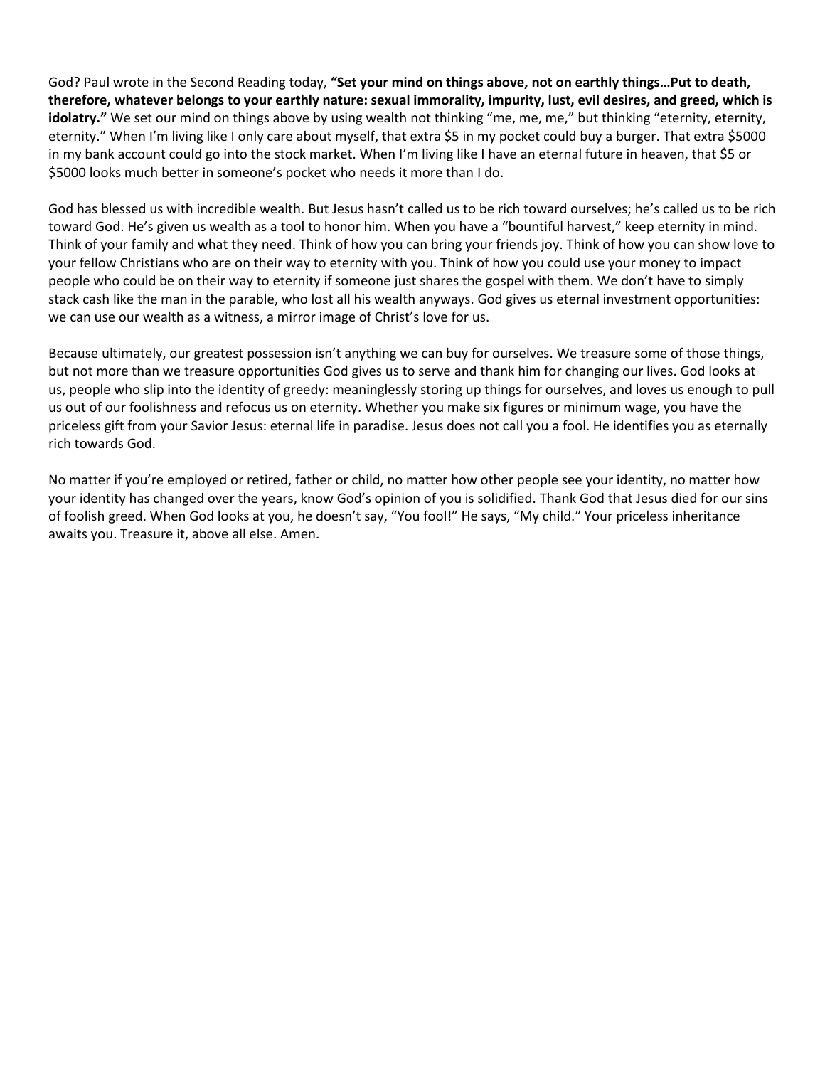God? Paul wrote in the Second Reading today, **"Set your mind on things above, not on earthly things…Put to death, therefore, whatever belongs to your earthly nature: sexual immorality, impurity, lust, evil desires, and greed, which is idolatry."** We set our mind on things above by using wealth not thinking "me, me, me," but thinking "eternity, eternity, eternity." When I'm living like I only care about myself, that extra $5 in my pocket could buy a burger. That extra $5000 in my bank account could go into the stock market. When I'm living like I have an eternal future in heaven, that $5 or $5000 looks much better in someone's pocket who needs it more than I do.

God has blessed us with incredible wealth. But Jesus hasn't called us to be rich toward ourselves; he's called us to be rich toward God. He's given us wealth as a tool to honor him. When you have a "bountiful harvest," keep eternity in mind. Think of your family and what they need. Think of how you can bring your friends joy. Think of how you can show love to your fellow Christians who are on their way to eternity with you. Think of how you could use your money to impact people who could be on their way to eternity if someone just shares the gospel with them. We don't have to simply stack cash like the man in the parable, who lost all his wealth anyways. God gives us eternal investment opportunities: we can use our wealth as a witness, a mirror image of Christ's love for us.

Because ultimately, our greatest possession isn't anything we can buy for ourselves. We treasure some of those things, but not more than we treasure opportunities God gives us to serve and thank him for changing our lives. God looks at us, people who slip into the identity of greedy: meaninglessly storing up things for ourselves, and loves us enough to pull us out of our foolishness and refocus us on eternity. Whether you make six figures or minimum wage, you have the priceless gift from your Savior Jesus: eternal life in paradise. Jesus does not call you a fool. He identifies you as eternally rich towards God.

No matter if you're employed or retired, father or child, no matter how other people see your identity, no matter how your identity has changed over the years, know God's opinion of you is solidified. Thank God that Jesus died for our sins of foolish greed. When God looks at you, he doesn't say, "You fool!" He says, "My child." Your priceless inheritance awaits you. Treasure it, above all else. Amen.